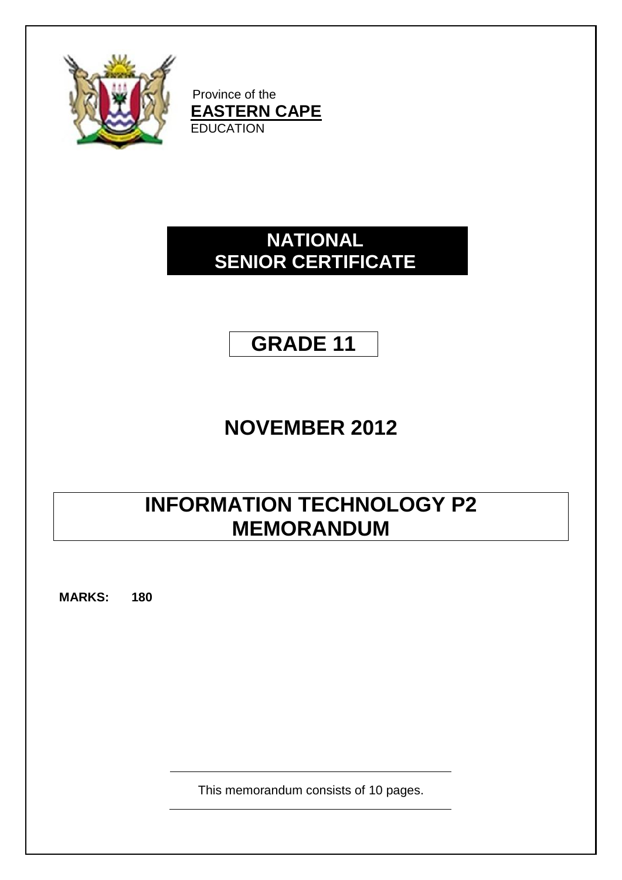Province of the
**EASTERN CAPE**
EDUCATION

# NATIONAL SENIOR CERTIFICATE

# GRADE 11

# NOVEMBER 2012

# INFORMATION TECHNOLOGY P2 MEMORANDUM

**MARKS: 180**

This memorandum consists of 10 pages.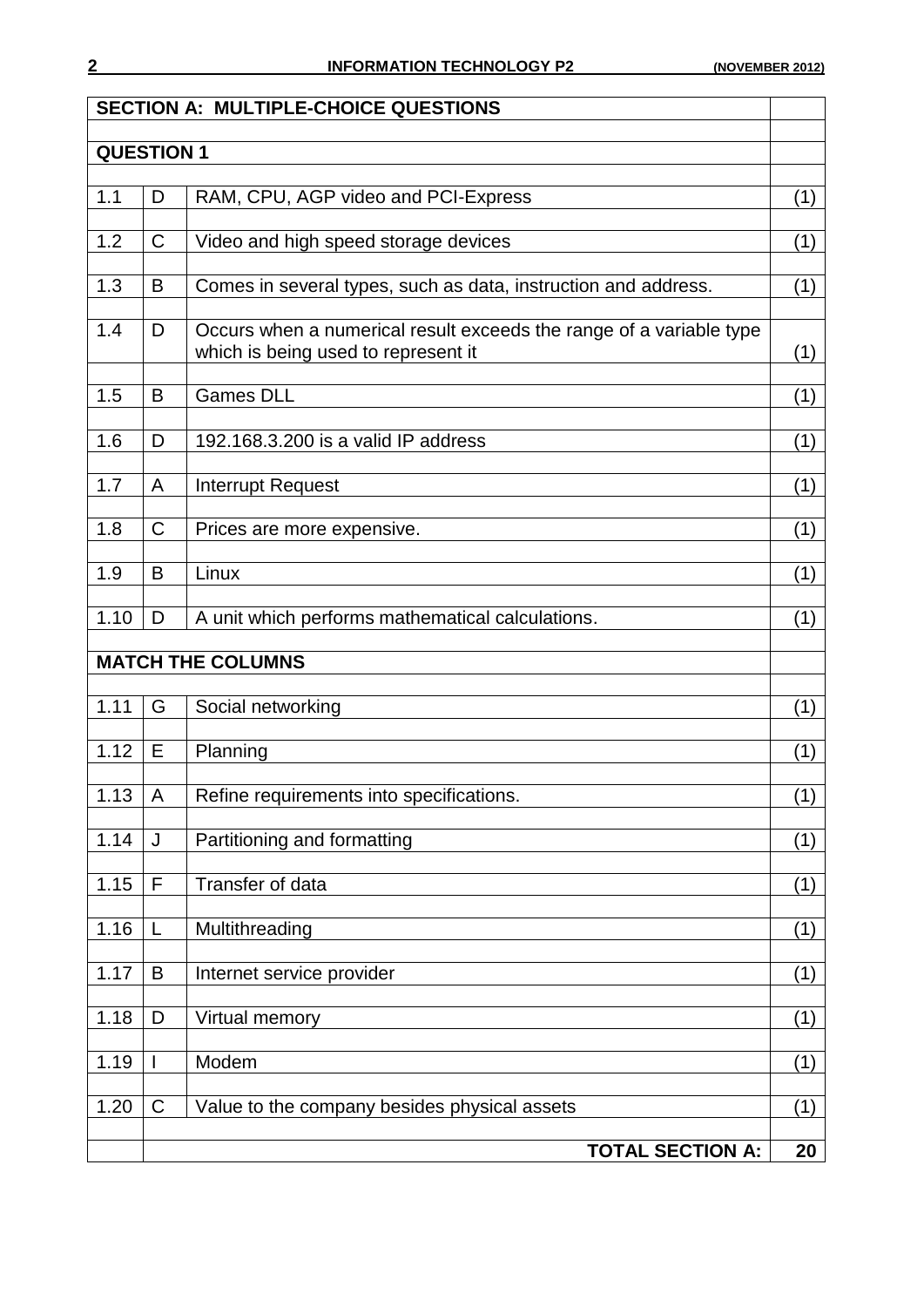## SECTION A: MULTIPLE-CHOICE QUESTIONS

### QUESTION 1

| | | | |
|---|---|---|---|
| 1.1 | D | RAM, CPU, AGP video and PCI-Express | (1) |
| 1.2 | C | Video and high speed storage devices | (1) |
| 1.3 | B | Comes in several types, such as data, instruction and address. | (1) |
| 1.4 | D | Occurs when a numerical result exceeds the range of a variable type which is being used to represent it | (1) |
| 1.5 | B | Games DLL | (1) |
| 1.6 | D | 192.168.3.200 is a valid IP address | (1) |
| 1.7 | A | Interrupt Request | (1) |
| 1.8 | C | Prices are more expensive. | (1) |
| 1.9 | B | Linux | (1) |
| 1.10 | D | A unit which performs mathematical calculations. | (1) |

### MATCH THE COLUMNS

| | | | |
|---|---|---|---|
| 1.11 | G | Social networking | (1) |
| 1.12 | E | Planning | (1) |
| 1.13 | A | Refine requirements into specifications. | (1) |
| 1.14 | J | Partitioning and formatting | (1) |
| 1.15 | F | Transfer of data | (1) |
| 1.16 | L | Multithreading | (1) |
| 1.17 | B | Internet service provider | (1) |
| 1.18 | D | Virtual memory | (1) |
| 1.19 | I | Modem | (1) |
| 1.20 | C | Value to the company besides physical assets | (1) |
| | | **TOTAL SECTION A:** | **20** |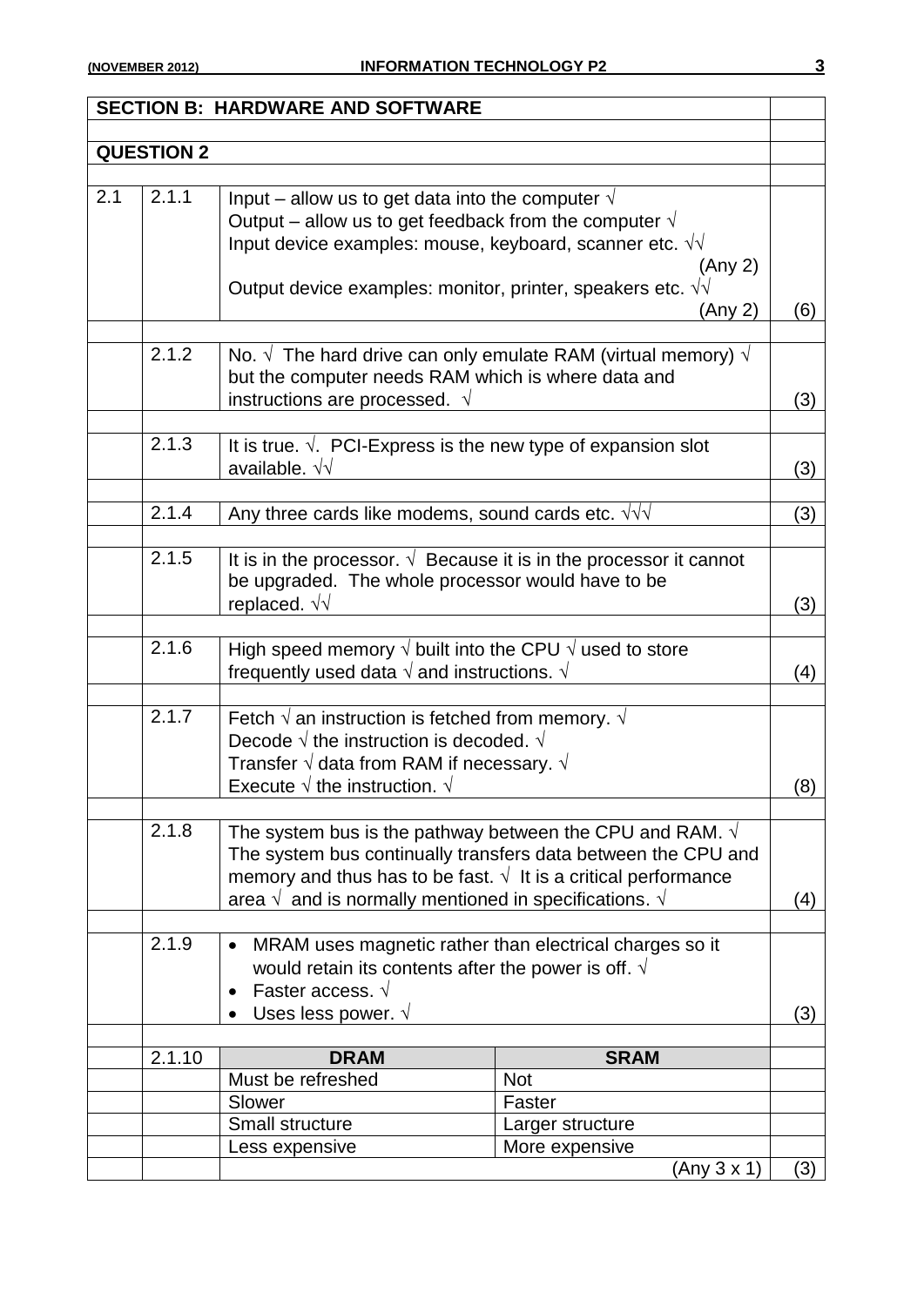## SECTION B: HARDWARE AND SOFTWARE

### QUESTION 2

| | | | |
|---|---|---|---|
| 2.1 | 2.1.1 | Input – allow us to get data into the computer √<br>Output – allow us to get feedback from the computer √<br>Input device examples: mouse, keyboard, scanner etc. √√ (Any 2)<br>Output device examples: monitor, printer, speakers etc. √√ (Any 2) | (6) |
| | 2.1.2 | No. √ The hard drive can only emulate RAM (virtual memory) √ but the computer needs RAM which is where data and instructions are processed. √ | (3) |
| | 2.1.3 | It is true. √. PCI-Express is the new type of expansion slot available. √√ | (3) |
| | 2.1.4 | Any three cards like modems, sound cards etc. √√√ | (3) |
| | 2.1.5 | It is in the processor. √ Because it is in the processor it cannot be upgraded. The whole processor would have to be replaced. √√ | (3) |
| | 2.1.6 | High speed memory √ built into the CPU √ used to store frequently used data √ and instructions. √ | (4) |
| | 2.1.7 | Fetch √ an instruction is fetched from memory. √<br>Decode √ the instruction is decoded. √<br>Transfer √ data from RAM if necessary. √<br>Execute √ the instruction. √ | (8) |
| | 2.1.8 | The system bus is the pathway between the CPU and RAM. √ The system bus continually transfers data between the CPU and memory and thus has to be fast. √ It is a critical performance area √ and is normally mentioned in specifications. √ | (4) |
| | 2.1.9 | • MRAM uses magnetic rather than electrical charges so it would retain its contents after the power is off. √<br>• Faster access. √<br>• Uses less power. √ | (3) |

| 2.1.10 | **DRAM** | **SRAM** | |
|---|---|---|---|
| | Must be refreshed | Not | |
| | Slower | Faster | |
| | Small structure | Larger structure | |
| | Less expensive | More expensive | |
| | | (Any 3 x 1) | (3) |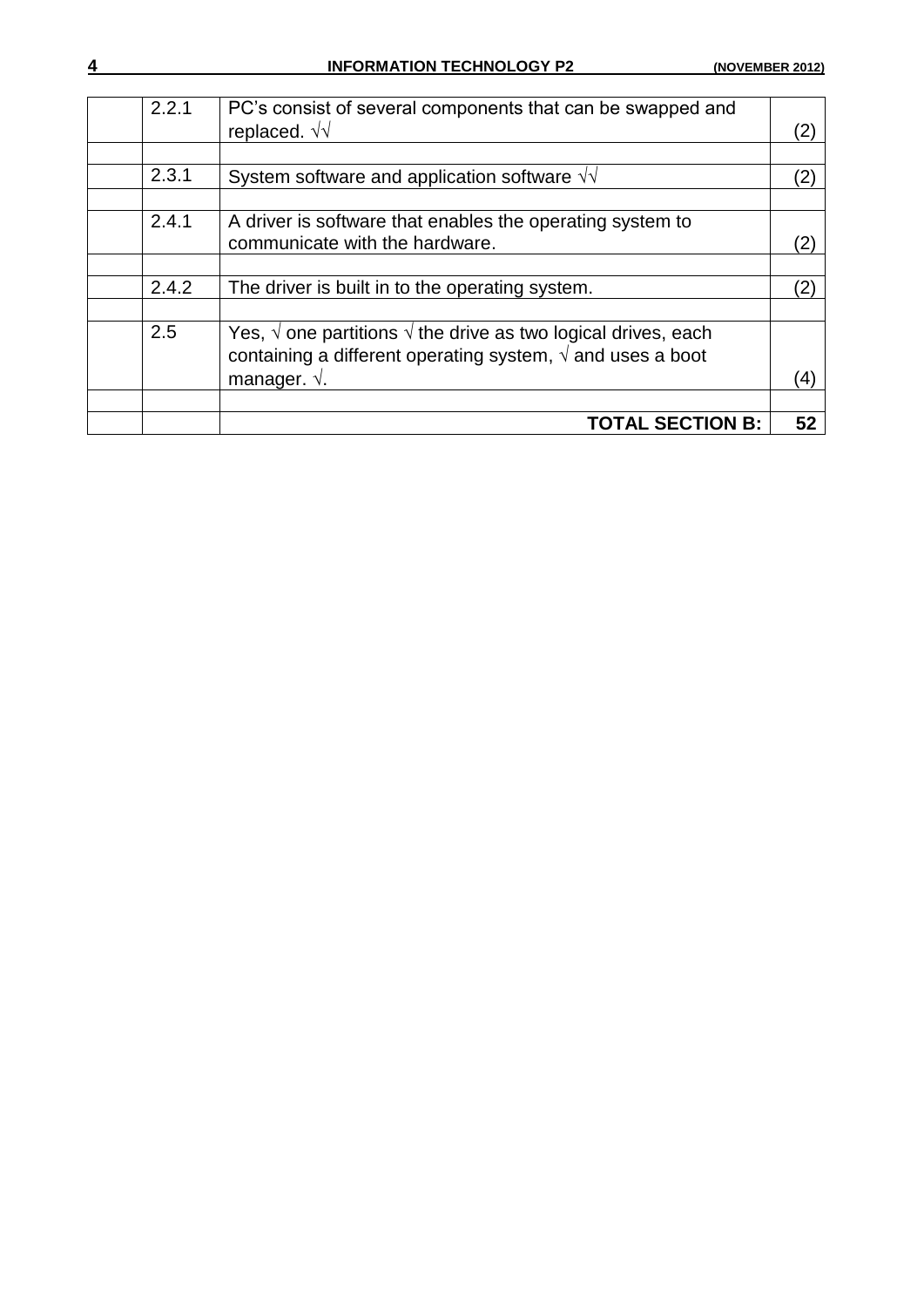| | | | |
|---|---|---|---|
| | 2.2.1 | PC's consist of several components that can be swapped and replaced. √√ | (2) |
| | | | |
| | 2.3.1 | System software and application software √√ | (2) |
| | | | |
| | 2.4.1 | A driver is software that enables the operating system to communicate with the hardware. | (2) |
| | | | |
| | 2.4.2 | The driver is built in to the operating system. | (2) |
| | | | |
| | 2.5 | Yes, √ one partitions √ the drive as two logical drives, each containing a different operating system, √ and uses a boot manager. √. | (4) |
| | | | |
| | | **TOTAL SECTION B:** | **52** |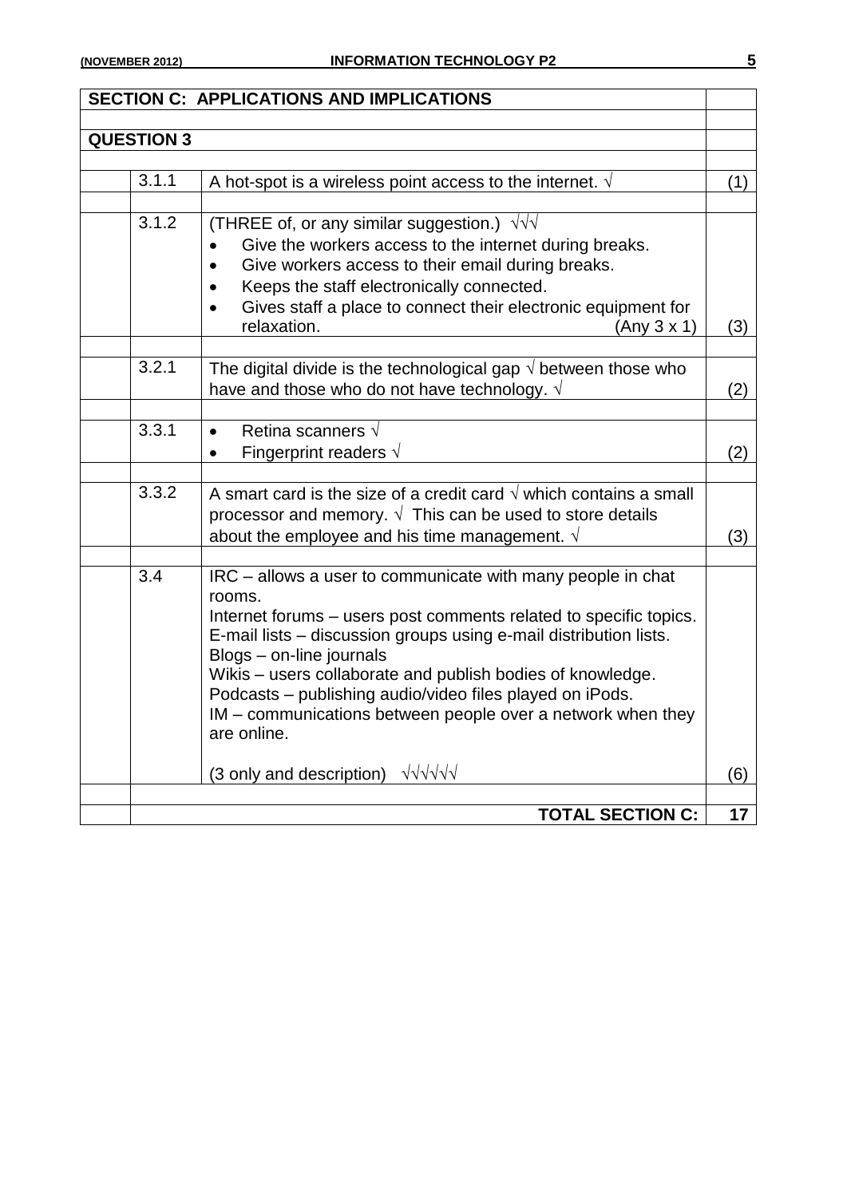## SECTION C: APPLICATIONS AND IMPLICATIONS

### QUESTION 3

| | | |
|---|---|---|
| 3.1.1 | A hot-spot is a wireless point access to the internet. √ | (1) |
| 3.1.2 | (THREE of, or any similar suggestion.) √√√<br>• Give the workers access to the internet during breaks.<br>• Give workers access to their email during breaks.<br>• Keeps the staff electronically connected.<br>• Gives staff a place to connect their electronic equipment for relaxation. (Any 3 x 1) | (3) |
| 3.2.1 | The digital divide is the technological gap √ between those who have and those who do not have technology. √ | (2) |
| 3.3.1 | • Retina scanners √<br>• Fingerprint readers √ | (2) |
| 3.3.2 | A smart card is the size of a credit card √ which contains a small processor and memory. √ This can be used to store details about the employee and his time management. √ | (3) |
| 3.4 | IRC – allows a user to communicate with many people in chat rooms.<br>Internet forums – users post comments related to specific topics.<br>E-mail lists – discussion groups using e-mail distribution lists.<br>Blogs – on-line journals<br>Wikis – users collaborate and publish bodies of knowledge.<br>Podcasts – publishing audio/video files played on iPods.<br>IM – communications between people over a network when they are online.<br><br>(3 only and description) √√√√√√ | (6) |
| | **TOTAL SECTION C:** | **17** |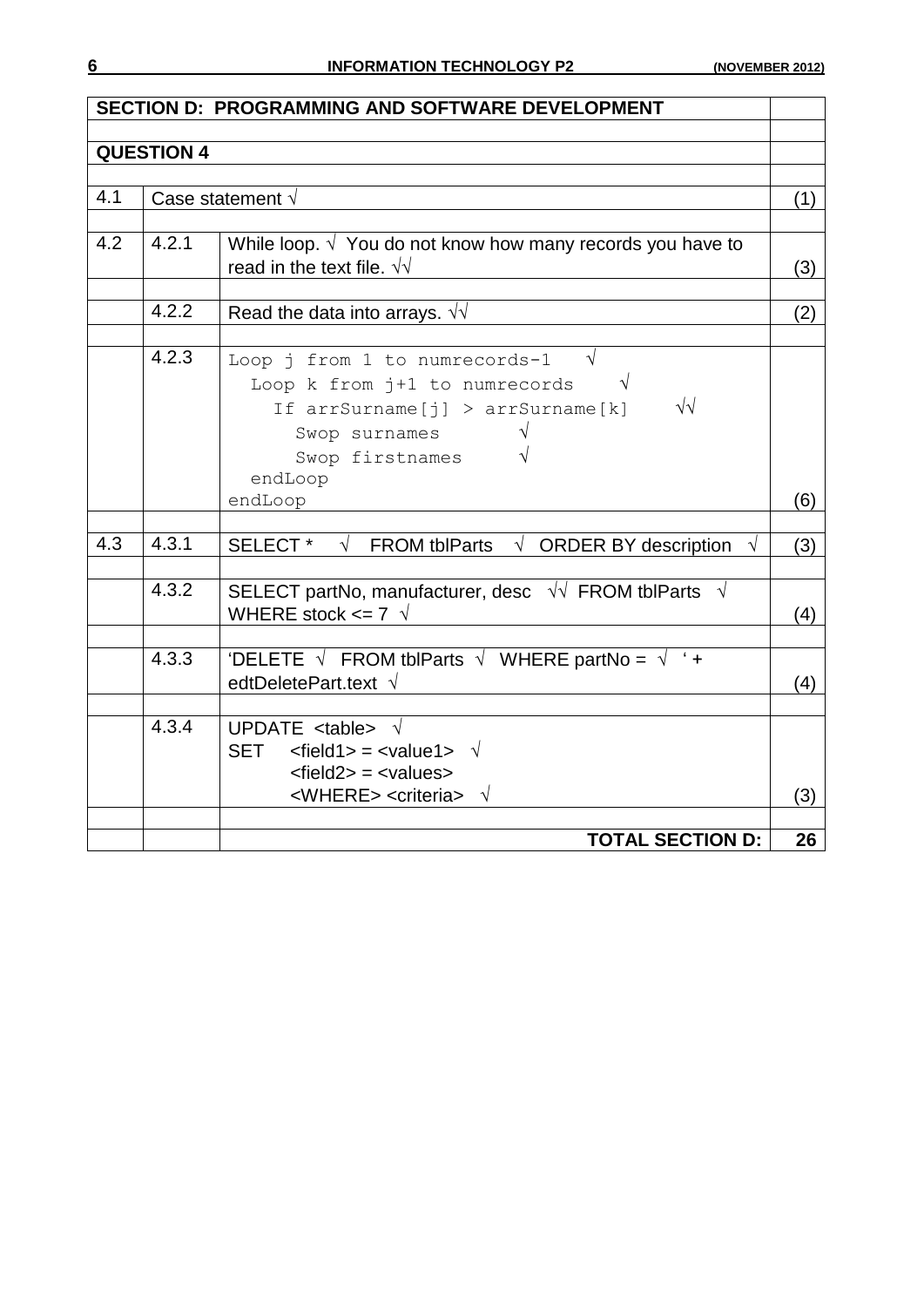## SECTION D: PROGRAMMING AND SOFTWARE DEVELOPMENT

### QUESTION 4

| | | | |
|---|---|---|---|
| 4.1 | Case statement √ | | (1) |
| 4.2 | 4.2.1 | While loop. √ You do not know how many records you have to read in the text file. √√ | (3) |
| | 4.2.2 | Read the data into arrays. √√ | (2) |
| | 4.2.3 | `Loop j from 1 to numrecords-1` √<br>`  Loop k from j+1 to numrecords` √<br>`    If arrSurname[j] > arrSurname[k]` √√<br>`      Swop surnames` √<br>`      Swop firstnames` √<br>`  endLoop`<br>`endLoop` | (6) |
| 4.3 | 4.3.1 | SELECT * √ FROM tblParts √ ORDER BY description √ | (3) |
| | 4.3.2 | SELECT partNo, manufacturer, desc √√ FROM tblParts √ WHERE stock <= 7 √ | (4) |
| | 4.3.3 | 'DELETE √ FROM tblParts √ WHERE partNo = √ ' + edtDeletePart.text √ | (4) |
| | 4.3.4 | UPDATE <table> √<br>SET <field1> = <value1> √<br><field2> = <values><br><WHERE> <criteria> √ | (3) |
| | | **TOTAL SECTION D:** | **26** |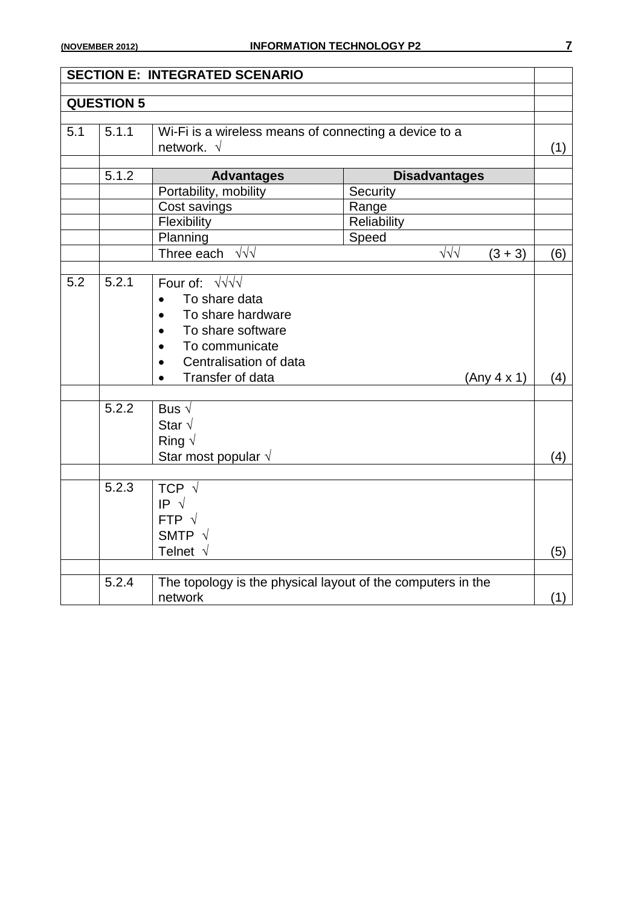| SECTION E: INTEGRATED SCENARIO | | | | |
|---|---|---|---|---|
| **QUESTION 5** | | | | |
| 5.1 | 5.1.1 | Wi-Fi is a wireless means of connecting a device to a network. √ | | (1) |
| | 5.1.2 | **Advantages** | **Disadvantages** | |
| | | Portability, mobility | Security | |
| | | Cost savings | Range | |
| | | Flexibility | Reliability | |
| | | Planning | Speed | |
| | | Three each √√√ | √√√ (3 + 3) | (6) |
| 5.2 | 5.2.1 | Four of: √√√√<br>• To share data<br>• To share hardware<br>• To share software<br>• To communicate<br>• Centralisation of data<br>• Transfer of data (Any 4 x 1) | | (4) |
| | 5.2.2 | Bus √<br>Star √<br>Ring √<br>Star most popular √ | | (4) |
| | 5.2.3 | TCP √<br>IP √<br>FTP √<br>SMTP √<br>Telnet √ | | (5) |
| | 5.2.4 | The topology is the physical layout of the computers in the network | | (1) |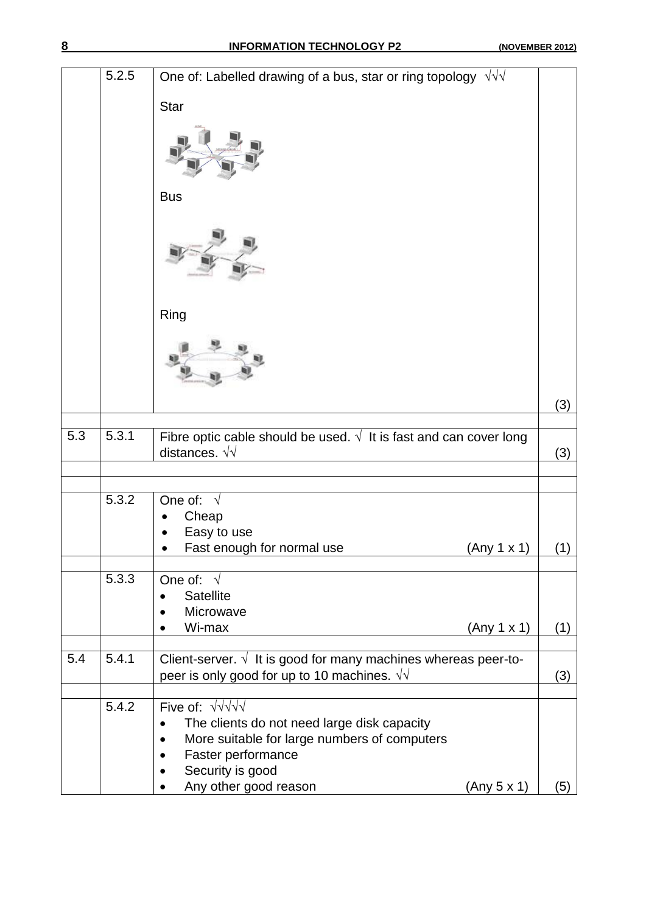| | | | |
|---|---|---|---|
| | 5.2.5 | One of: Labelled drawing of a bus, star or ring topology √√√<br><br>Star<br><br>Bus<br><br>Ring | (3) |
| | | | |
| 5.3 | 5.3.1 | Fibre optic cable should be used. √ It is fast and can cover long distances. √√ | (3) |
| | | | |
| | | | |
| | 5.3.2 | One of: √<br>• Cheap<br>• Easy to use<br>• Fast enough for normal use (Any 1 x 1) | (1) |
| | | | |
| | 5.3.3 | One of: √<br>• Satellite<br>• Microwave<br>• Wi-max (Any 1 x 1) | (1) |
| | | | |
| 5.4 | 5.4.1 | Client-server. √ It is good for many machines whereas peer-to-peer is only good for up to 10 machines. √√ | (3) |
| | | | |
| | 5.4.2 | Five of: √√√√√<br>• The clients do not need large disk capacity<br>• More suitable for large numbers of computers<br>• Faster performance<br>• Security is good<br>• Any other good reason (Any 5 x 1) | (5) |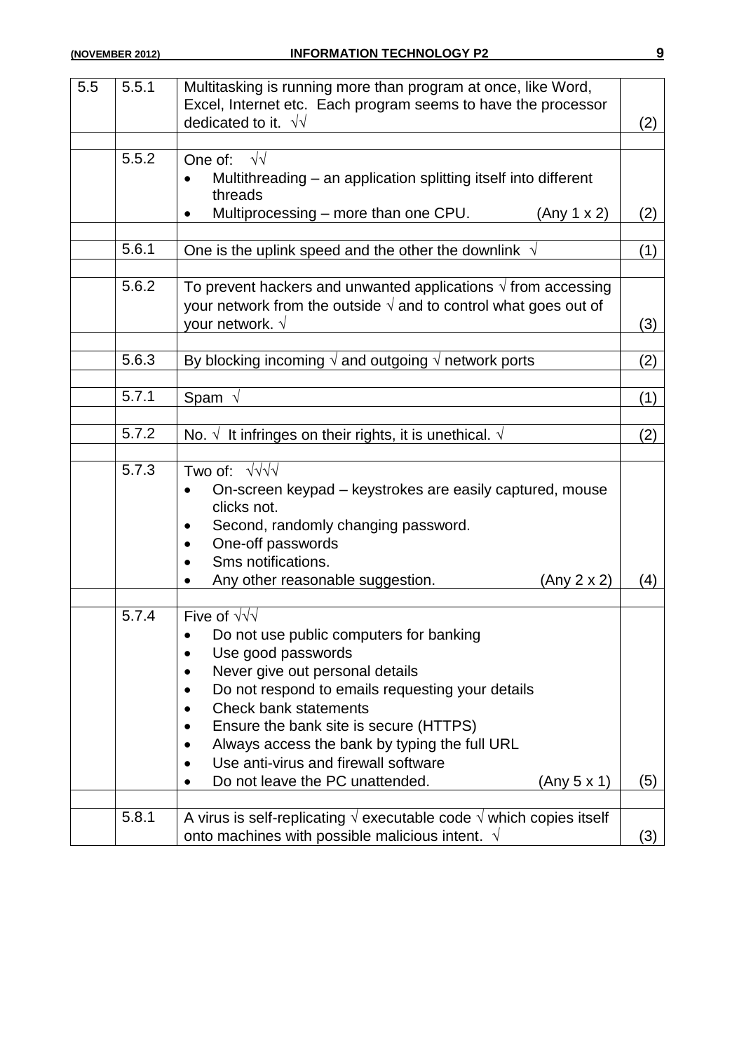| | | | |
|---|---|---|---|
| 5.5 | 5.5.1 | Multitasking is running more than program at once, like Word, Excel, Internet etc. Each program seems to have the processor dedicated to it. √√ | (2) |
| | 5.5.2 | One of: √√<br>• Multithreading – an application splitting itself into different threads<br>• Multiprocessing – more than one CPU. (Any 1 x 2) | (2) |
| | 5.6.1 | One is the uplink speed and the other the downlink √ | (1) |
| | 5.6.2 | To prevent hackers and unwanted applications √ from accessing your network from the outside √ and to control what goes out of your network. √ | (3) |
| | 5.6.3 | By blocking incoming √ and outgoing √ network ports | (2) |
| | 5.7.1 | Spam √ | (1) |
| | 5.7.2 | No. √ It infringes on their rights, it is unethical. √ | (2) |
| | 5.7.3 | Two of: √√√√<br>• On-screen keypad – keystrokes are easily captured, mouse clicks not.<br>• Second, randomly changing password.<br>• One-off passwords<br>• Sms notifications.<br>• Any other reasonable suggestion. (Any 2 x 2) | (4) |
| | 5.7.4 | Five of √√√<br>• Do not use public computers for banking<br>• Use good passwords<br>• Never give out personal details<br>• Do not respond to emails requesting your details<br>• Check bank statements<br>• Ensure the bank site is secure (HTTPS)<br>• Always access the bank by typing the full URL<br>• Use anti-virus and firewall software<br>• Do not leave the PC unattended. (Any 5 x 1) | (5) |
| | 5.8.1 | A virus is self-replicating √ executable code √ which copies itself onto machines with possible malicious intent. √ | (3) |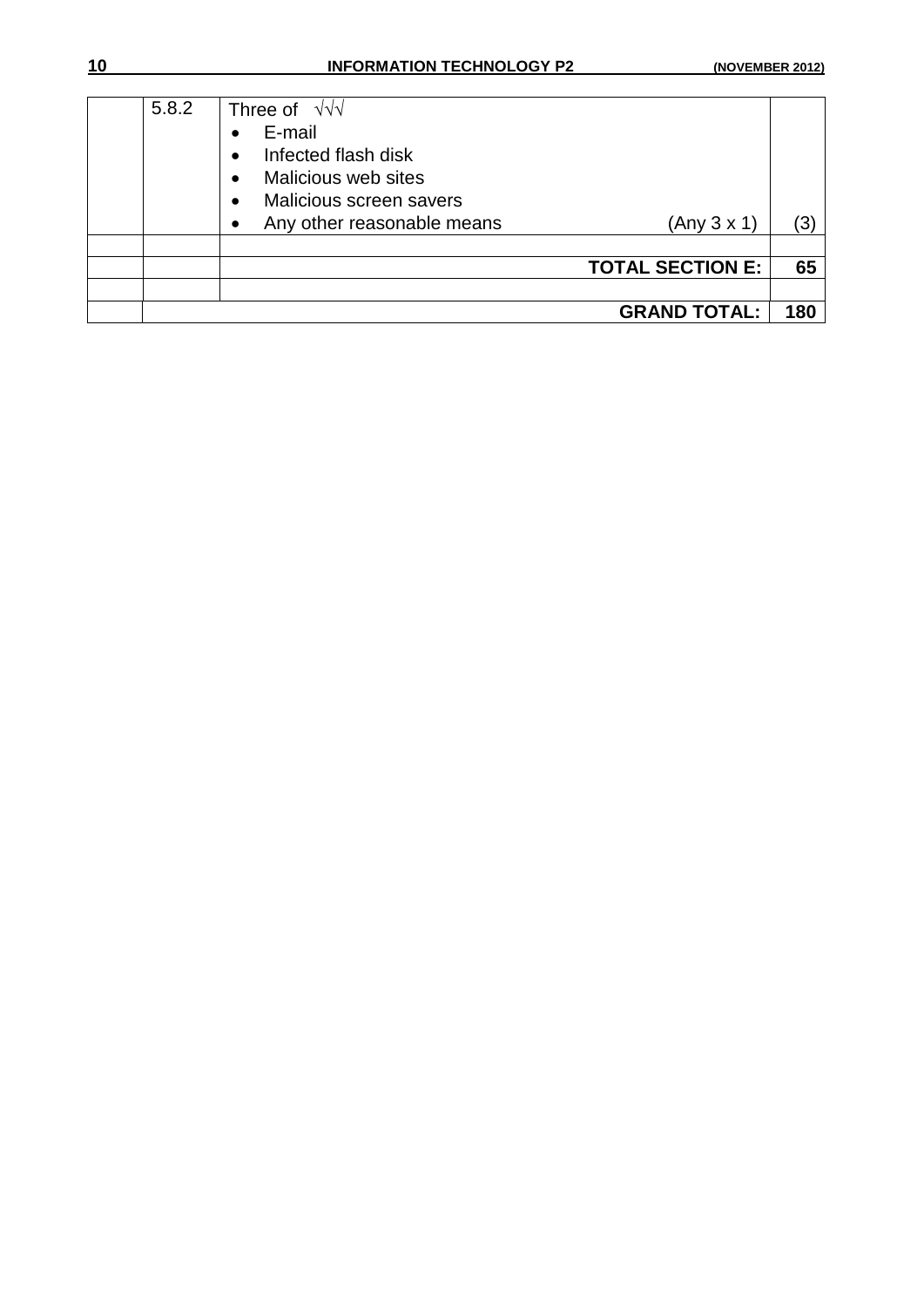| | | | |
|---|---|---|---|
| | 5.8.2 | Three of √√√<br>• E-mail<br>• Infected flash disk<br>• Malicious web sites<br>• Malicious screen savers<br>• Any other reasonable means (Any 3 x 1) | (3) |
| | | | |
| | | **TOTAL SECTION E:** | **65** |
| | | | |
| | | **GRAND TOTAL:** | **180** |